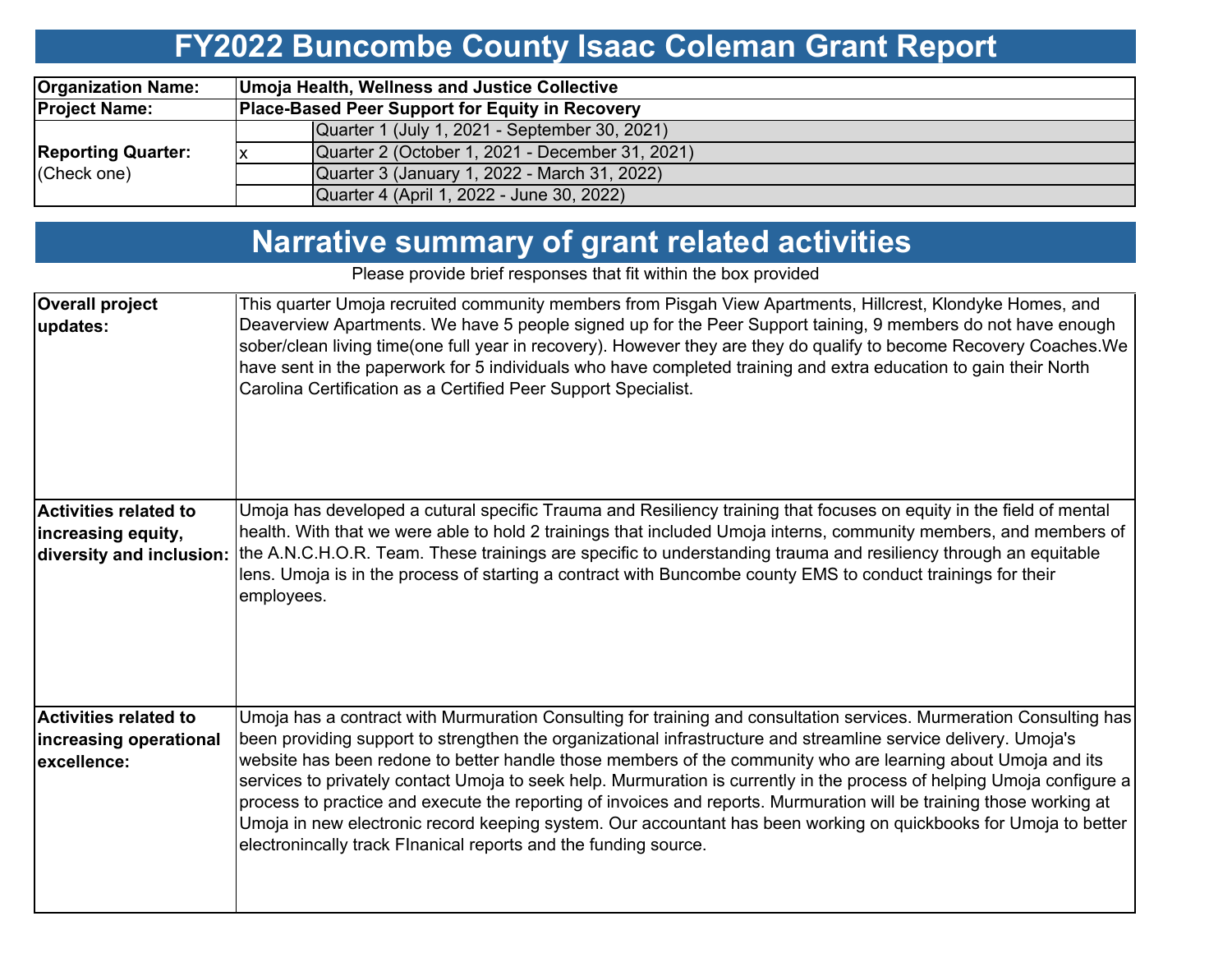# FY2022 Buncombe County Isaac Coleman Grant Report

| | | |
|---|---|---|
| **Organization Name:** | **Umoja Health, Wellness and Justice Collective** | |
| **Project Name:** | **Place-Based Peer Support for Equity in Recovery** | |
| **Reporting Quarter:** (Check one) | | Quarter 1 (July 1, 2021 - September 30, 2021) |
| | x | Quarter 2 (October 1, 2021 - December 31, 2021) |
| | | Quarter 3 (January 1, 2022 - March 31, 2022) |
| | | Quarter 4 (April 1, 2022 - June 30, 2022) |

# Narrative summary of grant related activities

Please provide brief responses that fit within the box provided

| | |
|---|---|
| **Overall project updates:** | This quarter Umoja recruited community members from Pisgah View Apartments, Hillcrest, Klondyke Homes, and Deaverview Apartments. We have 5 people signed up for the Peer Support taining, 9 members do not have enough sober/clean living time(one full year in recovery). However they are they do qualify to become Recovery Coaches.We have sent in the paperwork for 5 individuals who have completed training and extra education to gain their North Carolina Certification as a Certified Peer Support Specialist. |
| **Activities related to increasing equity, diversity and inclusion:** | Umoja has developed a cutural specific Trauma and Resiliency training that focuses on equity in the field of mental health. With that we were able to hold 2 trainings that included Umoja interns, community members, and members of the A.N.C.H.O.R. Team. These trainings are specific to understanding trauma and resiliency through an equitable lens. Umoja is in the process of starting a contract with Buncombe county EMS to conduct trainings for their employees. |
| **Activities related to increasing operational excellence:** | Umoja has a contract with Murmuration Consulting for training and consultation services. Murmeration Consulting has been providing support to strengthen the organizational infrastructure and streamline service delivery. Umoja's website has been redone to better handle those members of the community who are learning about Umoja and its services to privately contact Umoja to seek help. Murmuration is currently in the process of helping Umoja configure a process to practice and execute the reporting of invoices and reports. Murmuration will be training those working at Umoja in new electronic record keeping system. Our accountant has been working on quickbooks for Umoja to better electronincally track FInanical reports and the funding source. |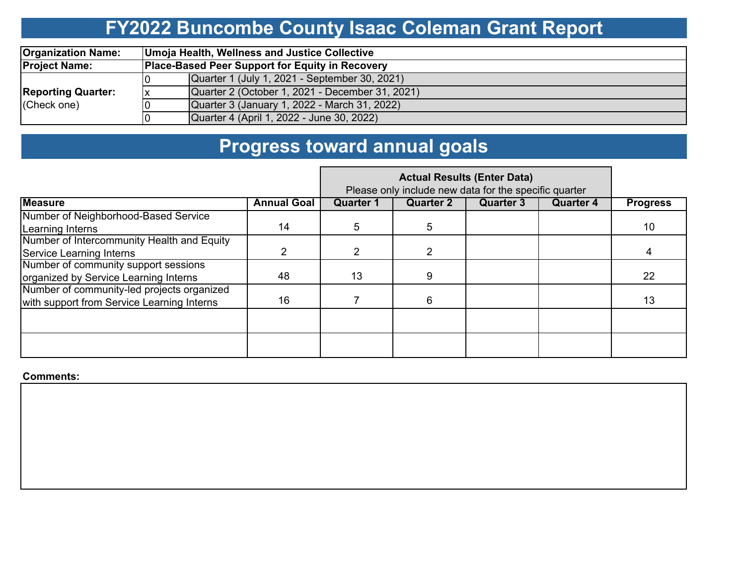# FY2022 Buncombe County Isaac Coleman Grant Report

| | | |
|---|---|---|
| **Organization Name:** | **Umoja Health, Wellness and Justice Collective** | |
| **Project Name:** | **Place-Based Peer Support for Equity in Recovery** | |
| **Reporting Quarter:** (Check one) | 0 | Quarter 1 (July 1, 2021 - September 30, 2021) |
| | x | Quarter 2 (October 1, 2021 - December 31, 2021) |
| | 0 | Quarter 3 (January 1, 2022 - March 31, 2022) |
| | 0 | Quarter 4 (April 1, 2022 - June 30, 2022) |

# Progress toward annual goals

| | | **Actual Results (Enter Data)** Please only include new data for the specific quarter | | | | |
|---|---|---|---|---|---|---|
| **Measure** | **Annual Goal** | **Quarter 1** | **Quarter 2** | **Quarter 3** | **Quarter 4** | **Progress** |
| Number of Neighborhood-Based Service Learning Interns | 14 | 5 | 5 | | | 10 |
| Number of Intercommunity Health and Equity Service Learning Interns | 2 | 2 | 2 | | | 4 |
| Number of community support sessions organized by Service Learning Interns | 48 | 13 | 9 | | | 22 |
| Number of community-led projects organized with support from Service Learning Interns | 16 | 7 | 6 | | | 13 |
| | | | | | | |
| | | | | | | |

**Comments:**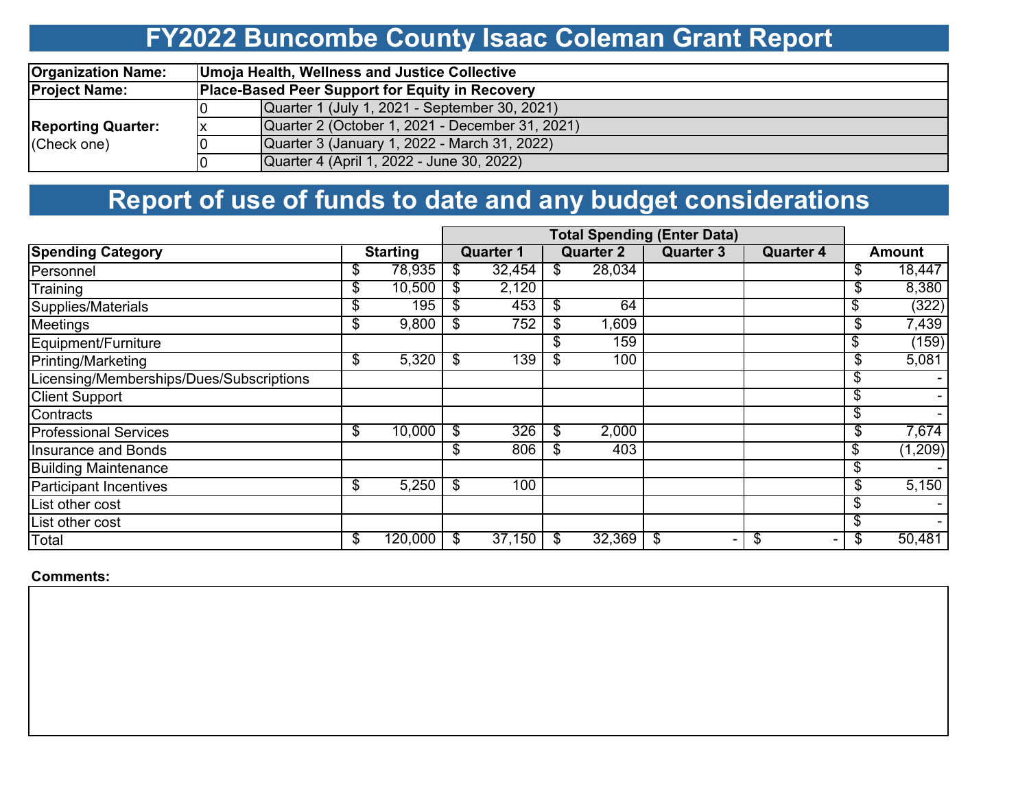# FY2022 Buncombe County Isaac Coleman Grant Report

| | | |
|---|---|---|
| **Organization Name:** | **Umoja Health, Wellness and Justice Collective** | |
| **Project Name:** | **Place-Based Peer Support for Equity in Recovery** | |
| **Reporting Quarter:** (Check one) | 0 | Quarter 1 (July 1, 2021 - September 30, 2021) |
| | x | Quarter 2 (October 1, 2021 - December 31, 2021) |
| | 0 | Quarter 3 (January 1, 2022 - March 31, 2022) |
| | 0 | Quarter 4 (April 1, 2022 - June 30, 2022) |

# Report of use of funds to date and any budget considerations

| | | Total Spending (Enter Data) | | | | |
|---|---|---|---|---|---|---|
| **Spending Category** | **Starting** | **Quarter 1** | **Quarter 2** | **Quarter 3** | **Quarter 4** | **Amount** |
| Personnel | $ 78,935 | $ 32,454 | $ 28,034 | | | $ 18,447 |
| Training | $ 10,500 | $ 2,120 | | | | $ 8,380 |
| Supplies/Materials | $ 195 | $ 453 | $ 64 | | | $ (322) |
| Meetings | $ 9,800 | $ 752 | $ 1,609 | | | $ 7,439 |
| Equipment/Furniture | | | $ 159 | | | $ (159) |
| Printing/Marketing | $ 5,320 | $ 139 | $ 100 | | | $ 5,081 |
| Licensing/Memberships/Dues/Subscriptions | | | | | | $ - |
| Client Support | | | | | | $ - |
| Contracts | | | | | | $ - |
| Professional Services | $ 10,000 | $ 326 | $ 2,000 | | | $ 7,674 |
| Insurance and Bonds | | $ 806 | $ 403 | | | $ (1,209) |
| Building Maintenance | | | | | | $ - |
| Participant Incentives | $ 5,250 | $ 100 | | | | $ 5,150 |
| List other cost | | | | | | $ - |
| List other cost | | | | | | $ - |
| Total | $ 120,000 | $ 37,150 | $ 32,369 | $ - | $ - | $ 50,481 |

**Comments:**